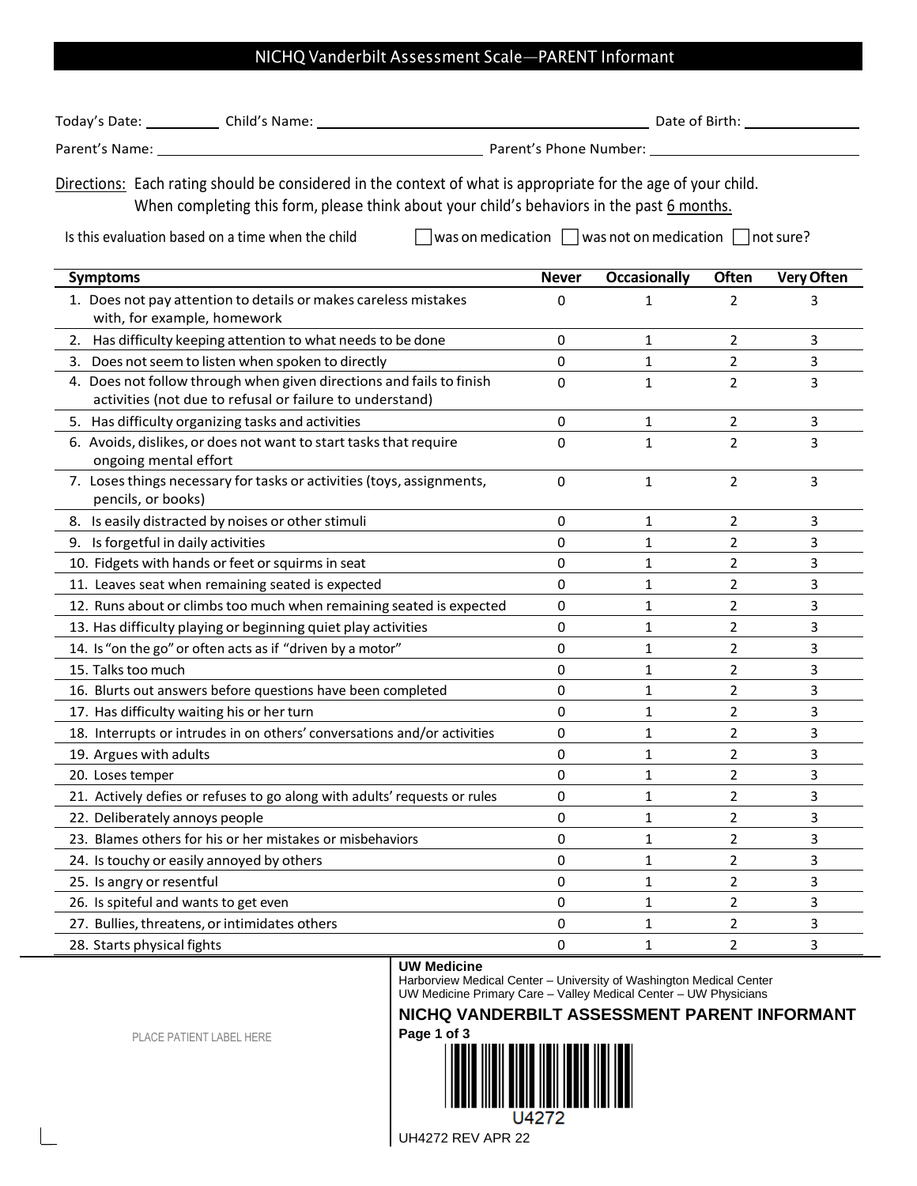# NICHQ Vanderbilt Assessment Scale—PARENT Informant

Today's Date: __________ Child's Name: ______________________________ Date of Birth: ______________

Parent's Name: ______________________________ Parent's Phone Number: ______________________________

Directions: Each rating should be considered in the context of what is appropriate for the age of your child. When completing this form, please think about your child's behaviors in the past 6 months.

Is this evaluation based on a time when the child ☐ was on medication ☐ was not on medication ☐ not sure?

| Symptoms | Never | Occasionally | Often | Very Often |
|---|---|---|---|---|
| 1. Does not pay attention to details or makes careless mistakes with, for example, homework | 0 | 1 | 2 | 3 |
| 2. Has difficulty keeping attention to what needs to be done | 0 | 1 | 2 | 3 |
| 3. Does not seem to listen when spoken to directly | 0 | 1 | 2 | 3 |
| 4. Does not follow through when given directions and fails to finish activities (not due to refusal or failure to understand) | 0 | 1 | 2 | 3 |
| 5. Has difficulty organizing tasks and activities | 0 | 1 | 2 | 3 |
| 6. Avoids, dislikes, or does not want to start tasks that require ongoing mental effort | 0 | 1 | 2 | 3 |
| 7. Loses things necessary for tasks or activities (toys, assignments, pencils, or books) | 0 | 1 | 2 | 3 |
| 8. Is easily distracted by noises or other stimuli | 0 | 1 | 2 | 3 |
| 9. Is forgetful in daily activities | 0 | 1 | 2 | 3 |
| 10. Fidgets with hands or feet or squirms in seat | 0 | 1 | 2 | 3 |
| 11. Leaves seat when remaining seated is expected | 0 | 1 | 2 | 3 |
| 12. Runs about or climbs too much when remaining seated is expected | 0 | 1 | 2 | 3 |
| 13. Has difficulty playing or beginning quiet play activities | 0 | 1 | 2 | 3 |
| 14. Is "on the go" or often acts as if "driven by a motor" | 0 | 1 | 2 | 3 |
| 15. Talks too much | 0 | 1 | 2 | 3 |
| 16. Blurts out answers before questions have been completed | 0 | 1 | 2 | 3 |
| 17. Has difficulty waiting his or her turn | 0 | 1 | 2 | 3 |
| 18. Interrupts or intrudes in on others' conversations and/or activities | 0 | 1 | 2 | 3 |
| 19. Argues with adults | 0 | 1 | 2 | 3 |
| 20. Loses temper | 0 | 1 | 2 | 3 |
| 21. Actively defies or refuses to go along with adults' requests or rules | 0 | 1 | 2 | 3 |
| 22. Deliberately annoys people | 0 | 1 | 2 | 3 |
| 23. Blames others for his or her mistakes or misbehaviors | 0 | 1 | 2 | 3 |
| 24. Is touchy or easily annoyed by others | 0 | 1 | 2 | 3 |
| 25. Is angry or resentful | 0 | 1 | 2 | 3 |
| 26. Is spiteful and wants to get even | 0 | 1 | 2 | 3 |
| 27. Bullies, threatens, or intimidates others | 0 | 1 | 2 | 3 |
| 28. Starts physical fights | 0 | 1 | 2 | 3 |

PLACE PATIENT LABEL HERE

**UW Medicine**
Harborview Medical Center – University of Washington Medical Center
UW Medicine Primary Care – Valley Medical Center – UW Physicians

**NICHQ VANDERBILT ASSESSMENT PARENT INFORMANT**

U4272

UH4272 REV APR 22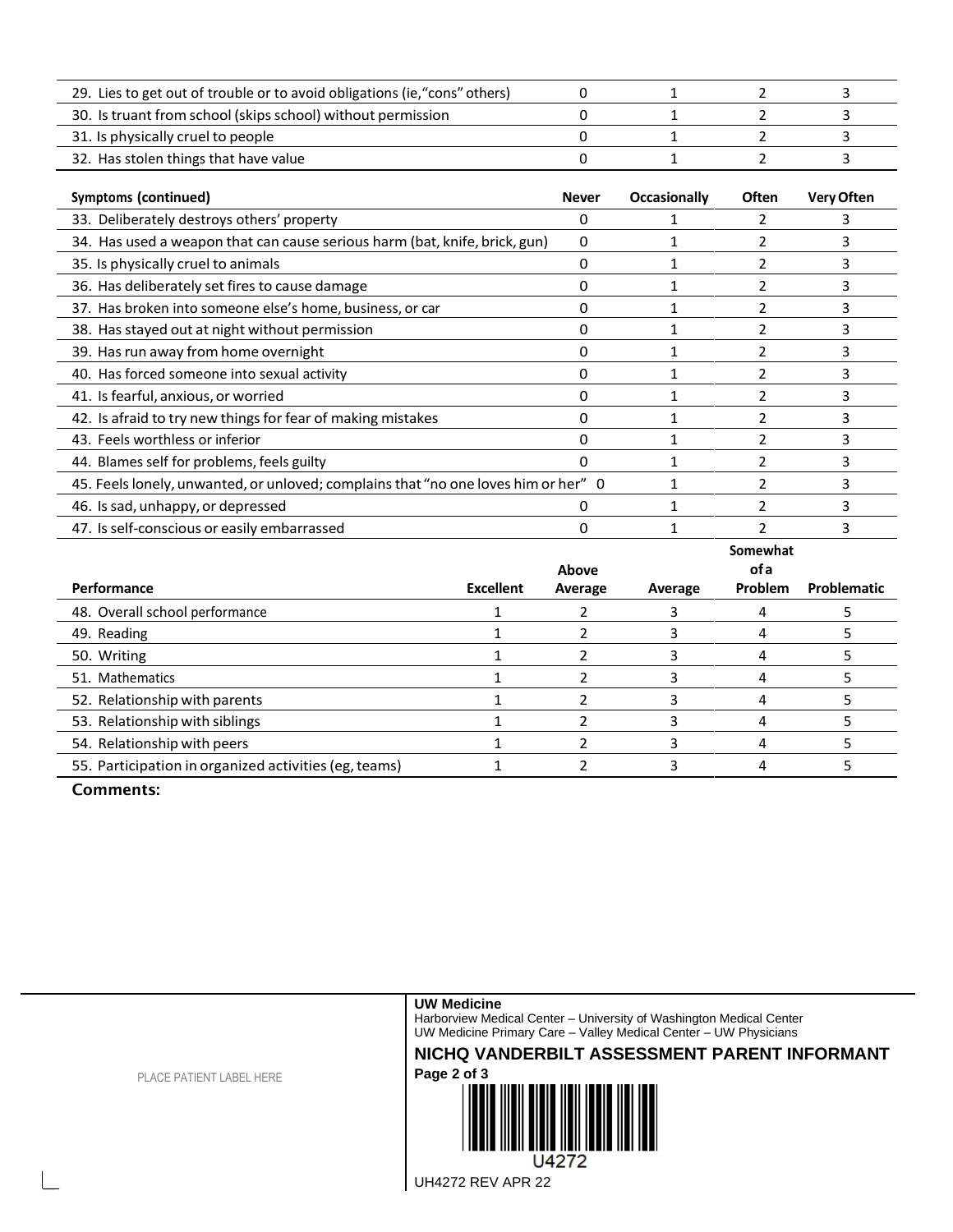| | | | | |
|---|---|---|---|---|
| 29. Lies to get out of trouble or to avoid obligations (ie, "cons" others) | 0 | 1 | 2 | 3 |
| 30. Is truant from school (skips school) without permission | 0 | 1 | 2 | 3 |
| 31. Is physically cruel to people | 0 | 1 | 2 | 3 |
| 32. Has stolen things that have value | 0 | 1 | 2 | 3 |

| Symptoms (continued) | Never | Occasionally | Often | Very Often |
|---|---|---|---|---|
| 33. Deliberately destroys others' property | 0 | 1 | 2 | 3 |
| 34. Has used a weapon that can cause serious harm (bat, knife, brick, gun) | 0 | 1 | 2 | 3 |
| 35. Is physically cruel to animals | 0 | 1 | 2 | 3 |
| 36. Has deliberately set fires to cause damage | 0 | 1 | 2 | 3 |
| 37. Has broken into someone else's home, business, or car | 0 | 1 | 2 | 3 |
| 38. Has stayed out at night without permission | 0 | 1 | 2 | 3 |
| 39. Has run away from home overnight | 0 | 1 | 2 | 3 |
| 40. Has forced someone into sexual activity | 0 | 1 | 2 | 3 |
| 41. Is fearful, anxious, or worried | 0 | 1 | 2 | 3 |
| 42. Is afraid to try new things for fear of making mistakes | 0 | 1 | 2 | 3 |
| 43. Feels worthless or inferior | 0 | 1 | 2 | 3 |
| 44. Blames self for problems, feels guilty | 0 | 1 | 2 | 3 |
| 45. Feels lonely, unwanted, or unloved; complains that "no one loves him or her" | 0 | 1 | 2 | 3 |
| 46. Is sad, unhappy, or depressed | 0 | 1 | 2 | 3 |
| 47. Is self-conscious or easily embarrassed | 0 | 1 | 2 | 3 |

| Performance | Excellent | Above Average | Average | Somewhat of a Problem | Problematic |
|---|---|---|---|---|---|
| 48. Overall school performance | 1 | 2 | 3 | 4 | 5 |
| 49. Reading | 1 | 2 | 3 | 4 | 5 |
| 50. Writing | 1 | 2 | 3 | 4 | 5 |
| 51. Mathematics | 1 | 2 | 3 | 4 | 5 |
| 52. Relationship with parents | 1 | 2 | 3 | 4 | 5 |
| 53. Relationship with siblings | 1 | 2 | 3 | 4 | 5 |
| 54. Relationship with peers | 1 | 2 | 3 | 4 | 5 |
| 55. Participation in organized activities (eg, teams) | 1 | 2 | 3 | 4 | 5 |

**Comments:**

PLACE PATIENT LABEL HERE

**UW Medicine**
Harborview Medical Center – University of Washington Medical Center
UW Medicine Primary Care – Valley Medical Center – UW Physicians

**NICHQ VANDERBILT ASSESSMENT PARENT INFORMANT**

U4272

UH4272 REV APR 22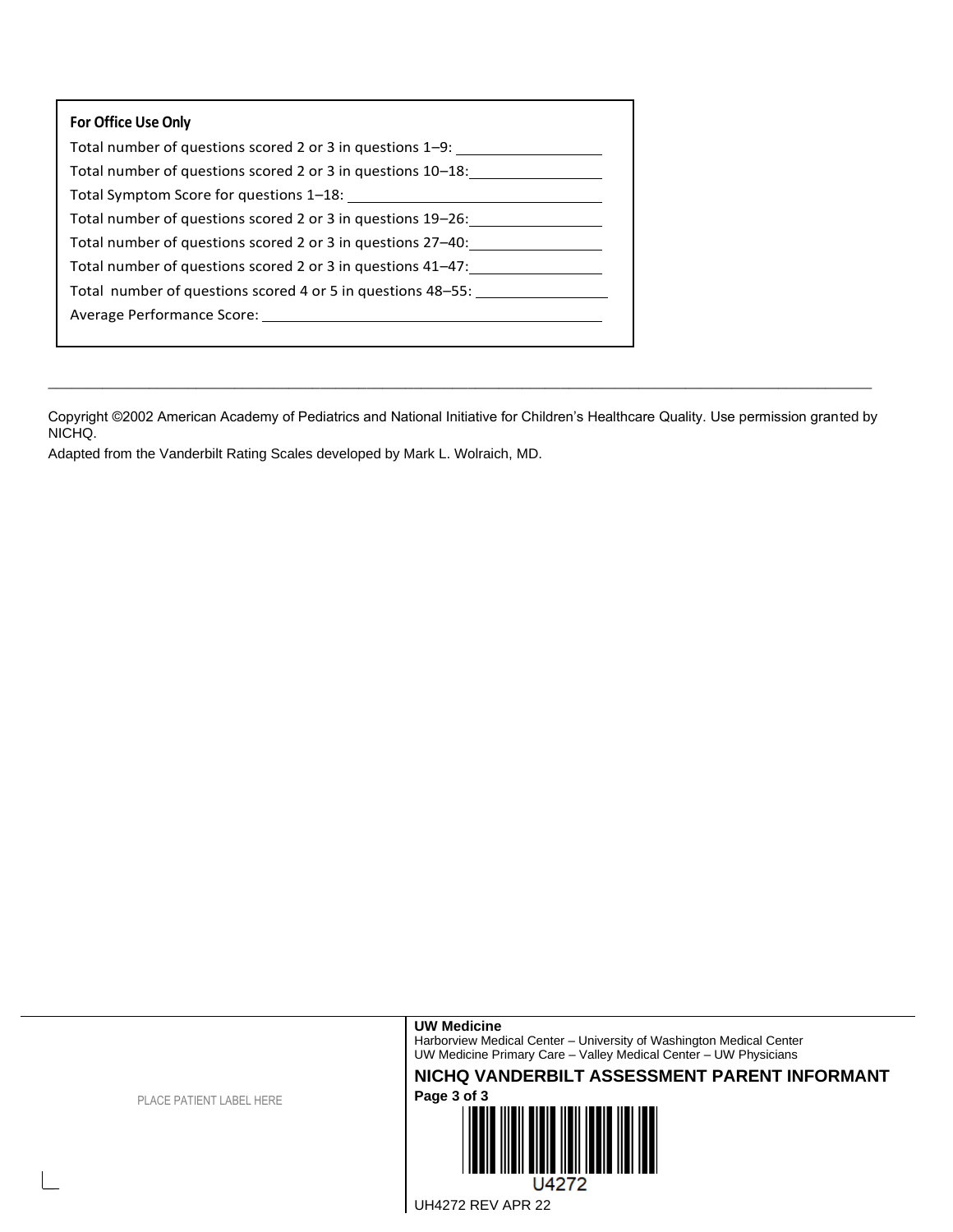**For Office Use Only**

Total number of questions scored 2 or 3 in questions 1–9: ________________

Total number of questions scored 2 or 3 in questions 10–18: ________________

Total Symptom Score for questions 1–18: ________________

Total number of questions scored 2 or 3 in questions 19–26: ________________

Total number of questions scored 2 or 3 in questions 27–40: ________________

Total number of questions scored 2 or 3 in questions 41–47: ________________

Total number of questions scored 4 or 5 in questions 48–55: ________________

Average Performance Score: ________________

---

Copyright ©2002 American Academy of Pediatrics and National Initiative for Children's Healthcare Quality. Use permission granted by NICHQ.

Adapted from the Vanderbilt Rating Scales developed by Mark L. Wolraich, MD.

PLACE PATIENT LABEL HERE

**UW Medicine**
Harborview Medical Center – University of Washington Medical Center
UW Medicine Primary Care – Valley Medical Center – UW Physicians

**NICHQ VANDERBILT ASSESSMENT PARENT INFORMANT**

U4272

UH4272 REV APR 22